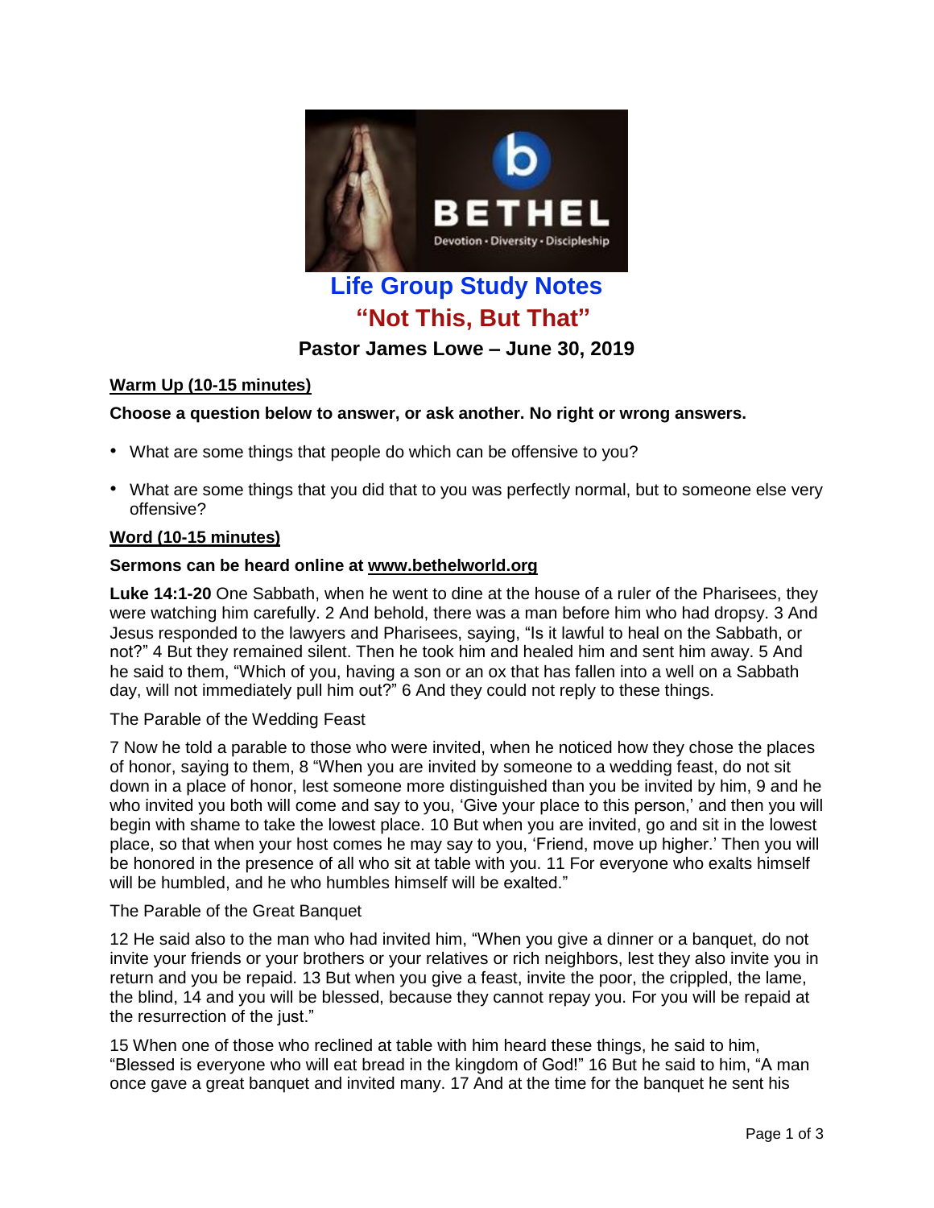# Life Group Study Notes

## "Not This, But That"

### Pastor James Lowe – June 30, 2019

**Warm Up (10-15 minutes)**

**Choose a question below to answer, or ask another. No right or wrong answers.**

- What are some things that people do which can be offensive to you?
- What are some things that you did that to you was perfectly normal, but to someone else very offensive?

**Word (10-15 minutes)**

**Sermons can be heard online at www.bethelworld.org**

**Luke 14:1-20** One Sabbath, when he went to dine at the house of a ruler of the Pharisees, they were watching him carefully. 2 And behold, there was a man before him who had dropsy. 3 And Jesus responded to the lawyers and Pharisees, saying, "Is it lawful to heal on the Sabbath, or not?" 4 But they remained silent. Then he took him and healed him and sent him away. 5 And he said to them, "Which of you, having a son or an ox that has fallen into a well on a Sabbath day, will not immediately pull him out?" 6 And they could not reply to these things.

The Parable of the Wedding Feast

7 Now he told a parable to those who were invited, when he noticed how they chose the places of honor, saying to them, 8 "When you are invited by someone to a wedding feast, do not sit down in a place of honor, lest someone more distinguished than you be invited by him, 9 and he who invited you both will come and say to you, 'Give your place to this person,' and then you will begin with shame to take the lowest place. 10 But when you are invited, go and sit in the lowest place, so that when your host comes he may say to you, 'Friend, move up higher.' Then you will be honored in the presence of all who sit at table with you. 11 For everyone who exalts himself will be humbled, and he who humbles himself will be exalted."

The Parable of the Great Banquet

12 He said also to the man who had invited him, "When you give a dinner or a banquet, do not invite your friends or your brothers or your relatives or rich neighbors, lest they also invite you in return and you be repaid. 13 But when you give a feast, invite the poor, the crippled, the lame, the blind, 14 and you will be blessed, because they cannot repay you. For you will be repaid at the resurrection of the just."

15 When one of those who reclined at table with him heard these things, he said to him, "Blessed is everyone who will eat bread in the kingdom of God!" 16 But he said to him, "A man once gave a great banquet and invited many. 17 And at the time for the banquet he sent his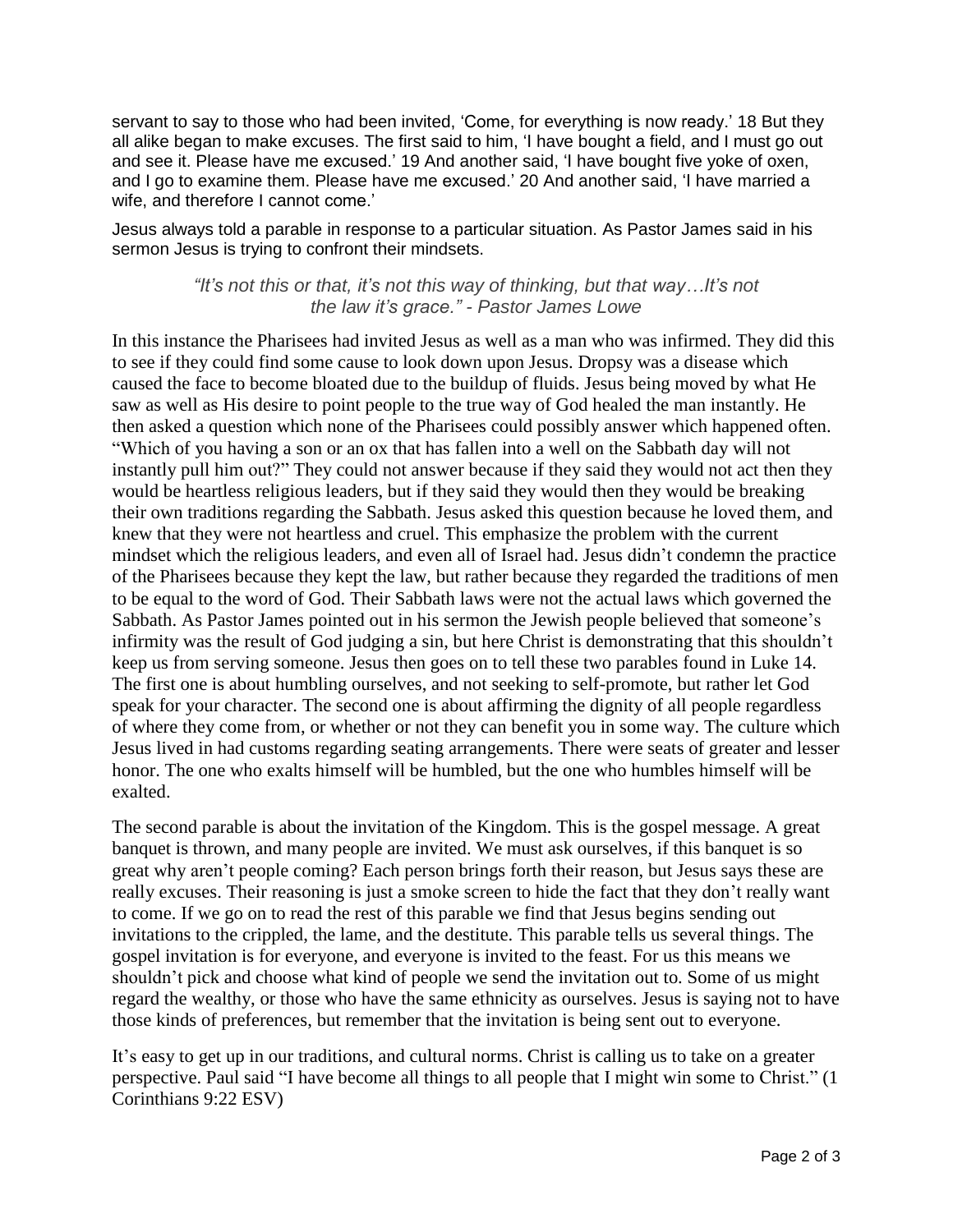servant to say to those who had been invited, 'Come, for everything is now ready.' 18 But they all alike began to make excuses. The first said to him, 'I have bought a field, and I must go out and see it. Please have me excused.' 19 And another said, 'I have bought five yoke of oxen, and I go to examine them. Please have me excused.' 20 And another said, 'I have married a wife, and therefore I cannot come.'

Jesus always told a parable in response to a particular situation. As Pastor James said in his sermon Jesus is trying to confront their mindsets.

> *"It's not this or that, it's not this way of thinking, but that way…It's not the law it's grace." - Pastor James Lowe*

In this instance the Pharisees had invited Jesus as well as a man who was infirmed. They did this to see if they could find some cause to look down upon Jesus. Dropsy was a disease which caused the face to become bloated due to the buildup of fluids. Jesus being moved by what He saw as well as His desire to point people to the true way of God healed the man instantly. He then asked a question which none of the Pharisees could possibly answer which happened often. "Which of you having a son or an ox that has fallen into a well on the Sabbath day will not instantly pull him out?" They could not answer because if they said they would not act then they would be heartless religious leaders, but if they said they would then they would be breaking their own traditions regarding the Sabbath. Jesus asked this question because he loved them, and knew that they were not heartless and cruel. This emphasize the problem with the current mindset which the religious leaders, and even all of Israel had. Jesus didn't condemn the practice of the Pharisees because they kept the law, but rather because they regarded the traditions of men to be equal to the word of God. Their Sabbath laws were not the actual laws which governed the Sabbath. As Pastor James pointed out in his sermon the Jewish people believed that someone's infirmity was the result of God judging a sin, but here Christ is demonstrating that this shouldn't keep us from serving someone. Jesus then goes on to tell these two parables found in Luke 14. The first one is about humbling ourselves, and not seeking to self-promote, but rather let God speak for your character. The second one is about affirming the dignity of all people regardless of where they come from, or whether or not they can benefit you in some way. The culture which Jesus lived in had customs regarding seating arrangements. There were seats of greater and lesser honor. The one who exalts himself will be humbled, but the one who humbles himself will be exalted.

The second parable is about the invitation of the Kingdom. This is the gospel message. A great banquet is thrown, and many people are invited. We must ask ourselves, if this banquet is so great why aren't people coming? Each person brings forth their reason, but Jesus says these are really excuses. Their reasoning is just a smoke screen to hide the fact that they don't really want to come. If we go on to read the rest of this parable we find that Jesus begins sending out invitations to the crippled, the lame, and the destitute. This parable tells us several things. The gospel invitation is for everyone, and everyone is invited to the feast. For us this means we shouldn't pick and choose what kind of people we send the invitation out to. Some of us might regard the wealthy, or those who have the same ethnicity as ourselves. Jesus is saying not to have those kinds of preferences, but remember that the invitation is being sent out to everyone.

It's easy to get up in our traditions, and cultural norms. Christ is calling us to take on a greater perspective. Paul said "I have become all things to all people that I might win some to Christ." (1 Corinthians 9:22 ESV)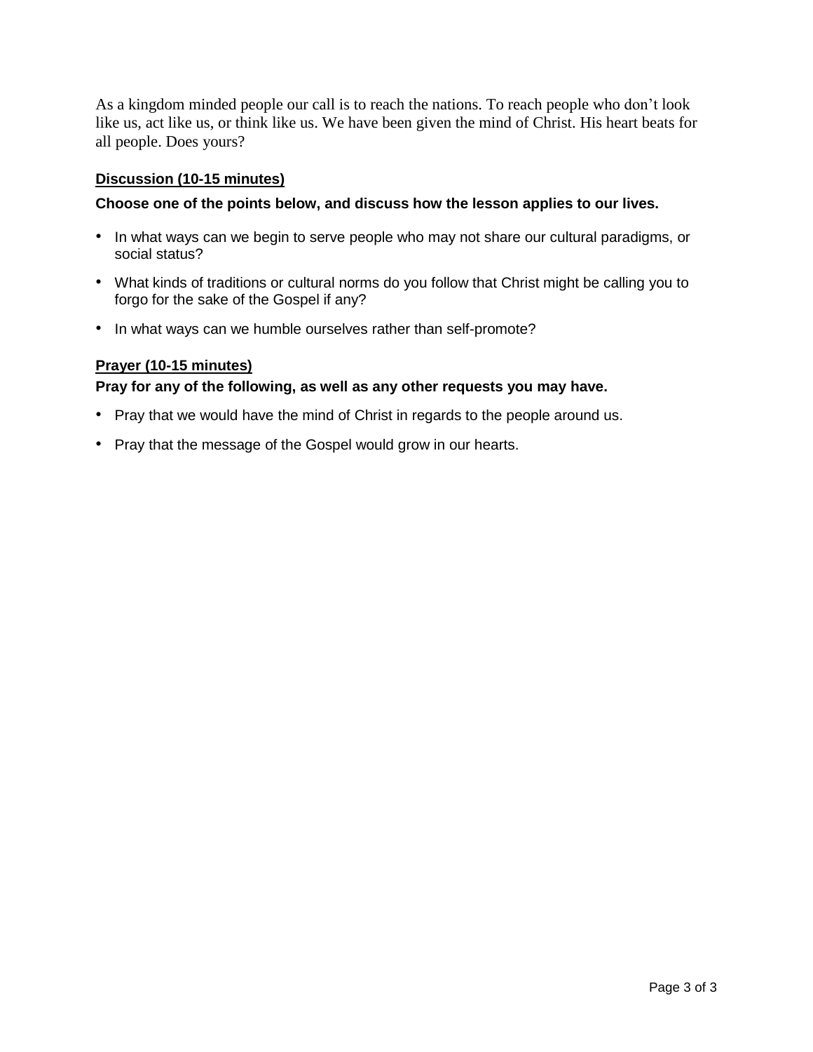As a kingdom minded people our call is to reach the nations. To reach people who don’t look like us, act like us, or think like us. We have been given the mind of Christ. His heart beats for all people. Does yours?

## Discussion (10-15 minutes)

**Choose one of the points below, and discuss how the lesson applies to our lives.**

- In what ways can we begin to serve people who may not share our cultural paradigms, or social status?
- What kinds of traditions or cultural norms do you follow that Christ might be calling you to forgo for the sake of the Gospel if any?
- In what ways can we humble ourselves rather than self-promote?

## Prayer (10-15 minutes)

**Pray for any of the following, as well as any other requests you may have.**

- Pray that we would have the mind of Christ in regards to the people around us.
- Pray that the message of the Gospel would grow in our hearts.